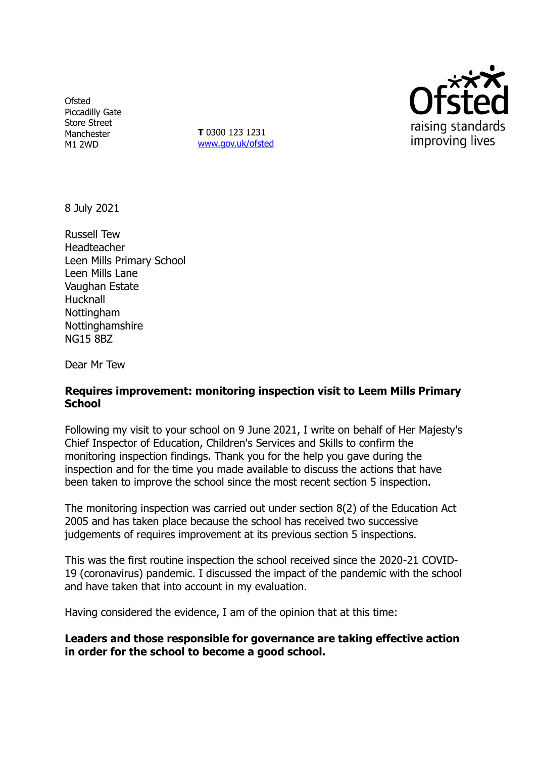Ofsted
Piccadilly Gate
Store Street
Manchester
M1 2WD

**T** 0300 123 1231
[www.gov.uk/ofsted](http://www.gov.uk/ofsted)

8 July 2021

Russell Tew
Headteacher
Leen Mills Primary School
Leen Mills Lane
Vaughan Estate
Hucknall
Nottingham
Nottinghamshire
NG15 8BZ

Dear Mr Tew

**Requires improvement: monitoring inspection visit to Leem Mills Primary School**

Following my visit to your school on 9 June 2021, I write on behalf of Her Majesty's Chief Inspector of Education, Children's Services and Skills to confirm the monitoring inspection findings. Thank you for the help you gave during the inspection and for the time you made available to discuss the actions that have been taken to improve the school since the most recent section 5 inspection.

The monitoring inspection was carried out under section 8(2) of the Education Act 2005 and has taken place because the school has received two successive judgements of requires improvement at its previous section 5 inspections.

This was the first routine inspection the school received since the 2020-21 COVID-19 (coronavirus) pandemic. I discussed the impact of the pandemic with the school and have taken that into account in my evaluation.

Having considered the evidence, I am of the opinion that at this time:

**Leaders and those responsible for governance are taking effective action in order for the school to become a good school.**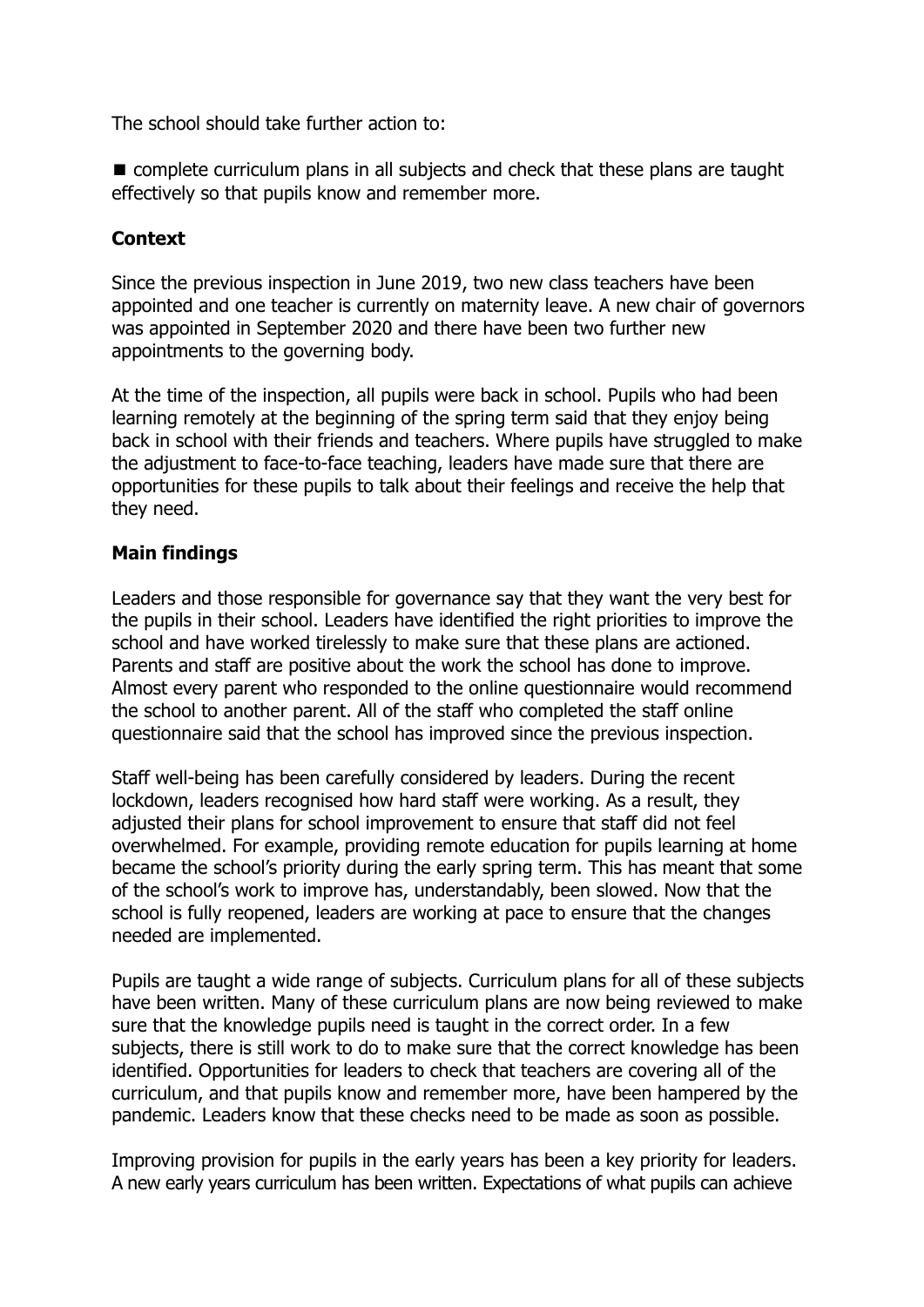The school should take further action to:

- complete curriculum plans in all subjects and check that these plans are taught effectively so that pupils know and remember more.

**Context**

Since the previous inspection in June 2019, two new class teachers have been appointed and one teacher is currently on maternity leave. A new chair of governors was appointed in September 2020 and there have been two further new appointments to the governing body.

At the time of the inspection, all pupils were back in school. Pupils who had been learning remotely at the beginning of the spring term said that they enjoy being back in school with their friends and teachers. Where pupils have struggled to make the adjustment to face-to-face teaching, leaders have made sure that there are opportunities for these pupils to talk about their feelings and receive the help that they need.

**Main findings**

Leaders and those responsible for governance say that they want the very best for the pupils in their school. Leaders have identified the right priorities to improve the school and have worked tirelessly to make sure that these plans are actioned. Parents and staff are positive about the work the school has done to improve. Almost every parent who responded to the online questionnaire would recommend the school to another parent. All of the staff who completed the staff online questionnaire said that the school has improved since the previous inspection.

Staff well-being has been carefully considered by leaders. During the recent lockdown, leaders recognised how hard staff were working. As a result, they adjusted their plans for school improvement to ensure that staff did not feel overwhelmed. For example, providing remote education for pupils learning at home became the school's priority during the early spring term. This has meant that some of the school's work to improve has, understandably, been slowed. Now that the school is fully reopened, leaders are working at pace to ensure that the changes needed are implemented.

Pupils are taught a wide range of subjects. Curriculum plans for all of these subjects have been written. Many of these curriculum plans are now being reviewed to make sure that the knowledge pupils need is taught in the correct order. In a few subjects, there is still work to do to make sure that the correct knowledge has been identified. Opportunities for leaders to check that teachers are covering all of the curriculum, and that pupils know and remember more, have been hampered by the pandemic. Leaders know that these checks need to be made as soon as possible.

Improving provision for pupils in the early years has been a key priority for leaders. A new early years curriculum has been written. Expectations of what pupils can achieve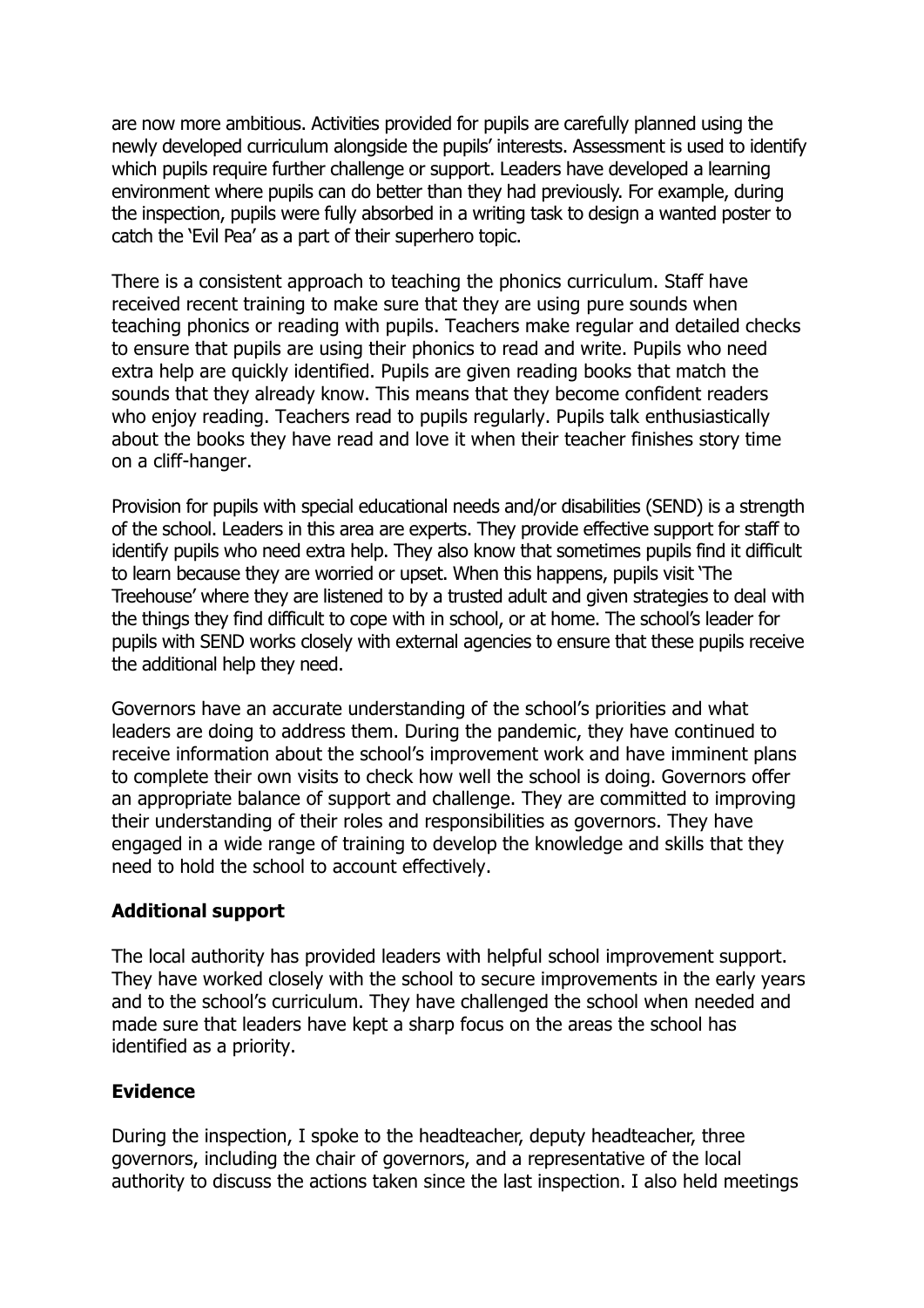are now more ambitious. Activities provided for pupils are carefully planned using the newly developed curriculum alongside the pupils' interests. Assessment is used to identify which pupils require further challenge or support. Leaders have developed a learning environment where pupils can do better than they had previously. For example, during the inspection, pupils were fully absorbed in a writing task to design a wanted poster to catch the 'Evil Pea' as a part of their superhero topic.

There is a consistent approach to teaching the phonics curriculum. Staff have received recent training to make sure that they are using pure sounds when teaching phonics or reading with pupils. Teachers make regular and detailed checks to ensure that pupils are using their phonics to read and write. Pupils who need extra help are quickly identified. Pupils are given reading books that match the sounds that they already know. This means that they become confident readers who enjoy reading. Teachers read to pupils regularly. Pupils talk enthusiastically about the books they have read and love it when their teacher finishes story time on a cliff-hanger.

Provision for pupils with special educational needs and/or disabilities (SEND) is a strength of the school. Leaders in this area are experts. They provide effective support for staff to identify pupils who need extra help. They also know that sometimes pupils find it difficult to learn because they are worried or upset. When this happens, pupils visit 'The Treehouse' where they are listened to by a trusted adult and given strategies to deal with the things they find difficult to cope with in school, or at home. The school's leader for pupils with SEND works closely with external agencies to ensure that these pupils receive the additional help they need.

Governors have an accurate understanding of the school's priorities and what leaders are doing to address them. During the pandemic, they have continued to receive information about the school's improvement work and have imminent plans to complete their own visits to check how well the school is doing. Governors offer an appropriate balance of support and challenge. They are committed to improving their understanding of their roles and responsibilities as governors. They have engaged in a wide range of training to develop the knowledge and skills that they need to hold the school to account effectively.

## Additional support

The local authority has provided leaders with helpful school improvement support. They have worked closely with the school to secure improvements in the early years and to the school's curriculum. They have challenged the school when needed and made sure that leaders have kept a sharp focus on the areas the school has identified as a priority.

## Evidence

During the inspection, I spoke to the headteacher, deputy headteacher, three governors, including the chair of governors, and a representative of the local authority to discuss the actions taken since the last inspection. I also held meetings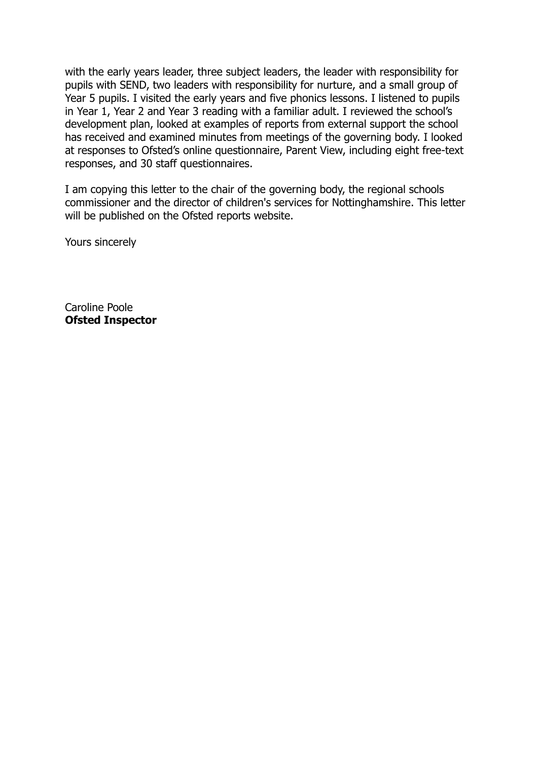with the early years leader, three subject leaders, the leader with responsibility for pupils with SEND, two leaders with responsibility for nurture, and a small group of Year 5 pupils. I visited the early years and five phonics lessons. I listened to pupils in Year 1, Year 2 and Year 3 reading with a familiar adult. I reviewed the school's development plan, looked at examples of reports from external support the school has received and examined minutes from meetings of the governing body. I looked at responses to Ofsted's online questionnaire, Parent View, including eight free-text responses, and 30 staff questionnaires.

I am copying this letter to the chair of the governing body, the regional schools commissioner and the director of children's services for Nottinghamshire. This letter will be published on the Ofsted reports website.

Yours sincerely

Caroline Poole
**Ofsted Inspector**